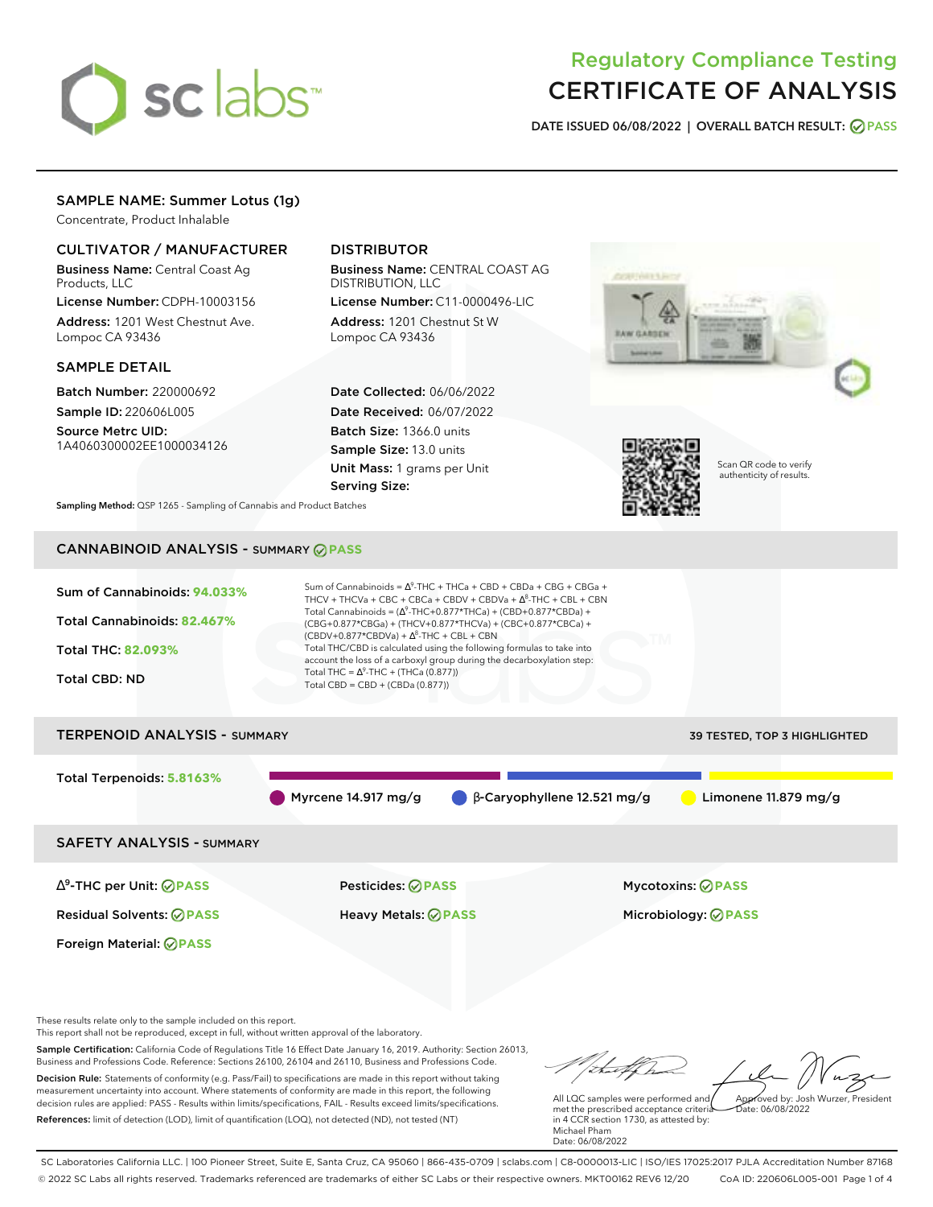# Regulatory Compliance Testing
# CERTIFICATE OF ANALYSIS

**DATE ISSUED 06/08/2022 | OVERALL BATCH RESULT: PASS**

## SAMPLE NAME: Summer Lotus (1g)

Concentrate, Product Inhalable

### CULTIVATOR / MANUFACTURER

**Business Name:** Central Coast Ag Products, LLC
**License Number:** CDPH-10003156
**Address:** 1201 West Chestnut Ave. Lompoc CA 93436

### DISTRIBUTOR

**Business Name:** CENTRAL COAST AG DISTRIBUTION, LLC
**License Number:** C11-0000496-LIC
**Address:** 1201 Chestnut St W Lompoc CA 93436

### SAMPLE DETAIL

**Batch Number:** 220000692
**Sample ID:** 220606L005
**Source Metrc UID:** 1A4060300002EE1000034126

**Date Collected:** 06/06/2022
**Date Received:** 06/07/2022
**Batch Size:** 1366.0 units
**Sample Size:** 13.0 units
**Unit Mass:** 1 grams per Unit
**Serving Size:**

Scan QR code to verify authenticity of results.

**Sampling Method:** QSP 1265 - Sampling of Cannabis and Product Batches

## CANNABINOID ANALYSIS - SUMMARY PASS

**Sum of Cannabinoids:** 94.033%
**Total Cannabinoids:** 82.467%
**Total THC:** 82.093%
**Total CBD:** ND

Sum of Cannabinoids = $\Delta^9$-THC + THCa + CBD + CBDa + CBG + CBGa + THCV + THCVa + CBC + CBCa + CBDV + CBDVa + $\Delta^8$-THC + CBL + CBN
Total Cannabinoids = ($\Delta^9$-THC+0.877*THCa) + (CBD+0.877*CBDa) + (CBG+0.877*CBGa) + (THCV+0.877*THCVa) + (CBC+0.877*CBCa) + (CBDV+0.877*CBDVa) + $\Delta^8$-THC + CBL + CBN
Total THC/CBD is calculated using the following formulas to take into account the loss of a carboxyl group during the decarboxylation step:
Total THC = $\Delta^9$-THC + (THCa (0.877))
Total CBD = CBD + (CBDa (0.877))

## TERPENOID ANALYSIS - SUMMARY

39 TESTED, TOP 3 HIGHLIGHTED

**Total Terpenoids:** 5.8163%

Myrcene 14.917 mg/g
β-Caryophyllene 12.521 mg/g
Limonene 11.879 mg/g

## SAFETY ANALYSIS - SUMMARY

| | | |
|---|---|---|
| $\Delta^9$-THC per Unit: PASS | Pesticides: PASS | Mycotoxins: PASS |
| Residual Solvents: PASS | Heavy Metals: PASS | Microbiology: PASS |
| Foreign Material: PASS | | |

These results relate only to the sample included on this report.
This report shall not be reproduced, except in full, without written approval of the laboratory.

**Sample Certification:** California Code of Regulations Title 16 Effect Date January 16, 2019. Authority: Section 26013, Business and Professions Code. Reference: Sections 26100, 26104 and 26110, Business and Professions Code.

**Decision Rule:** Statements of conformity (e.g. Pass/Fail) to specifications are made in this report without taking measurement uncertainty into account. Where statements of conformity are made in this report, the following decision rules are applied: PASS - Results within limits/specifications, FAIL - Results exceed limits/specifications.

**References:** limit of detection (LOD), limit of quantification (LOQ), not detected (ND), not tested (NT)

All LQC samples were performed and met the prescribed acceptance criteria in 4 CCR section 1730, as attested by: Michael Pham
Date: 06/08/2022

Approved by: Josh Wurzer, President
Date: 06/08/2022

SC Laboratories California LLC. | 100 Pioneer Street, Suite E, Santa Cruz, CA 95060 | 866-435-0709 | sclabs.com | C8-0000013-LIC | ISO/IES 17025:2017 PJLA Accreditation Number 87168
© 2022 SC Labs all rights reserved. Trademarks referenced are trademarks of either SC Labs or their respective owners. MKT00162 REV6 12/20 CoA ID: 220606L005-001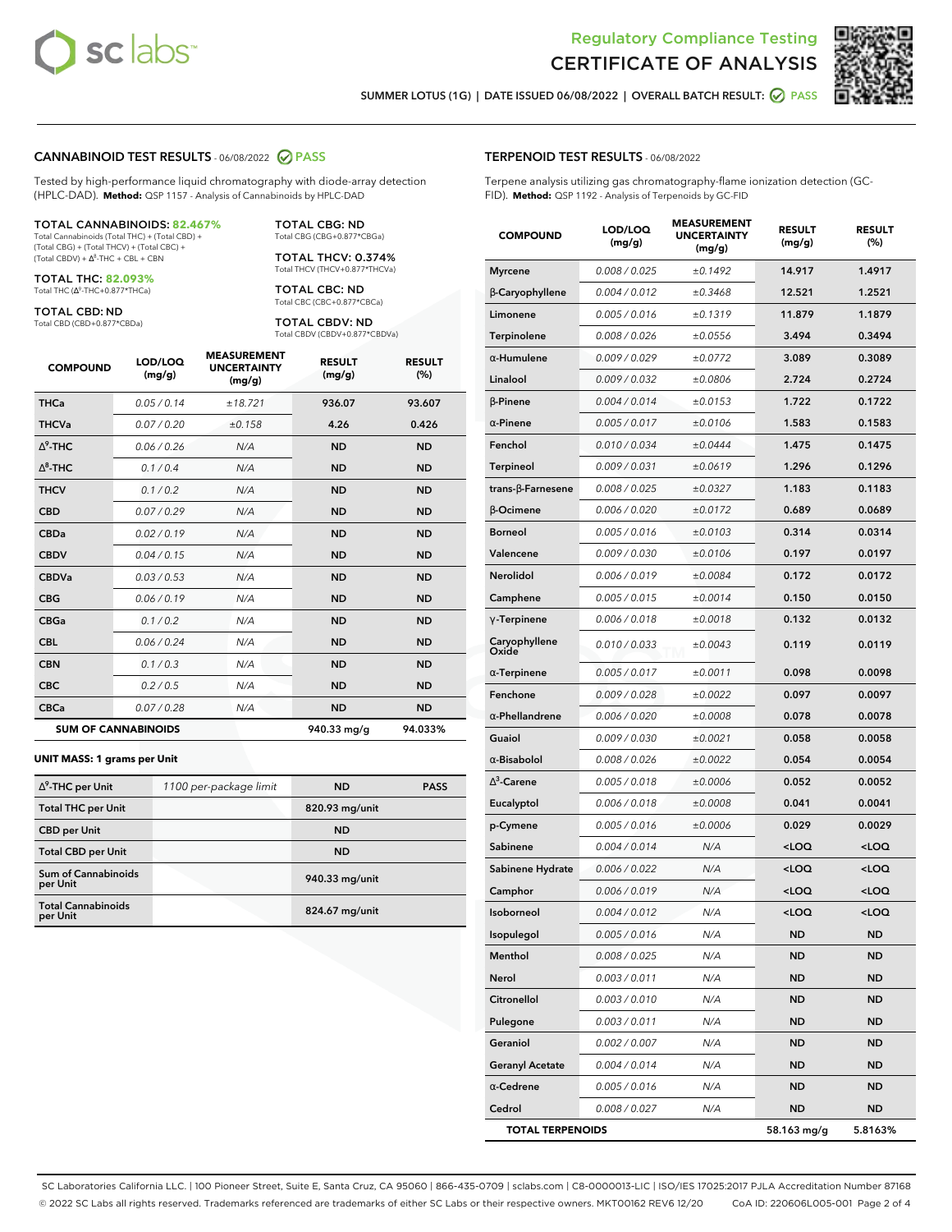Regulatory Compliance Testing

# CERTIFICATE OF ANALYSIS

SUMMER LOTUS (1G) | DATE ISSUED 06/08/2022 | OVERALL BATCH RESULT: PASS

## CANNABINOID TEST RESULTS - 06/08/2022 PASS

Tested by high-performance liquid chromatography with diode-array detection (HPLC-DAD). **Method:** QSP 1157 - Analysis of Cannabinoids by HPLC-DAD

**TOTAL CANNABINOIDS: 82.467%**
Total Cannabinoids (Total THC) + (Total CBD) + (Total CBG) + (Total THCV) + (Total CBC) + (Total CBDV) + Δ8-THC + CBL + CBN

**TOTAL THC: 82.093%**
Total THC (Δ9-THC+0.877*THCa)

**TOTAL CBD: ND**
Total CBD (CBD+0.877*CBDa)

**TOTAL CBG: ND**
Total CBG (CBG+0.877*CBGa)

**TOTAL THCV: 0.374%**
Total THCV (THCV+0.877*THCVa)

**TOTAL CBC: ND**
Total CBC (CBC+0.877*CBCa)

**TOTAL CBDV: ND**
Total CBDV (CBDV+0.877*CBDVa)

| COMPOUND | LOD/LOQ (mg/g) | MEASUREMENT UNCERTAINTY (mg/g) | RESULT (mg/g) | RESULT (%) |
|---|---|---|---|---|
| THCa | 0.05 / 0.14 | ±18.721 | 936.07 | 93.607 |
| THCVa | 0.07 / 0.20 | ±0.158 | 4.26 | 0.426 |
| Δ9-THC | 0.06 / 0.26 | N/A | ND | ND |
| Δ8-THC | 0.1 / 0.4 | N/A | ND | ND |
| THCV | 0.1 / 0.2 | N/A | ND | ND |
| CBD | 0.07 / 0.29 | N/A | ND | ND |
| CBDa | 0.02 / 0.19 | N/A | ND | ND |
| CBDV | 0.04 / 0.15 | N/A | ND | ND |
| CBDVa | 0.03 / 0.53 | N/A | ND | ND |
| CBG | 0.06 / 0.19 | N/A | ND | ND |
| CBGa | 0.1 / 0.2 | N/A | ND | ND |
| CBL | 0.06 / 0.24 | N/A | ND | ND |
| CBN | 0.1 / 0.3 | N/A | ND | ND |
| CBC | 0.2 / 0.5 | N/A | ND | ND |
| CBCa | 0.07 / 0.28 | N/A | ND | ND |
| **SUM OF CANNABINOIDS** | | | 940.33 mg/g | 94.033% |

**UNIT MASS: 1 grams per Unit**

| | | | |
|---|---|---|---|
| Δ9-THC per Unit | 1100 per-package limit | ND | PASS |
| Total THC per Unit | | 820.93 mg/unit | |
| CBD per Unit | | ND | |
| Total CBD per Unit | | ND | |
| Sum of Cannabinoids per Unit | | 940.33 mg/unit | |
| Total Cannabinoids per Unit | | 824.67 mg/unit | |

## TERPENOID TEST RESULTS - 06/08/2022

Terpene analysis utilizing gas chromatography-flame ionization detection (GC-FID). **Method:** QSP 1192 - Analysis of Terpenoids by GC-FID

| COMPOUND | LOD/LOQ (mg/g) | MEASUREMENT UNCERTAINTY (mg/g) | RESULT (mg/g) | RESULT (%) |
|---|---|---|---|---|
| Myrcene | 0.008 / 0.025 | ±0.1492 | 14.917 | 1.4917 |
| β-Caryophyllene | 0.004 / 0.012 | ±0.3468 | 12.521 | 1.2521 |
| Limonene | 0.005 / 0.016 | ±0.1319 | 11.879 | 1.1879 |
| Terpinolene | 0.008 / 0.026 | ±0.0556 | 3.494 | 0.3494 |
| α-Humulene | 0.009 / 0.029 | ±0.0772 | 3.089 | 0.3089 |
| Linalool | 0.009 / 0.032 | ±0.0806 | 2.724 | 0.2724 |
| β-Pinene | 0.004 / 0.014 | ±0.0153 | 1.722 | 0.1722 |
| α-Pinene | 0.005 / 0.017 | ±0.0106 | 1.583 | 0.1583 |
| Fenchol | 0.010 / 0.034 | ±0.0444 | 1.475 | 0.1475 |
| Terpineol | 0.009 / 0.031 | ±0.0619 | 1.296 | 0.1296 |
| trans-β-Farnesene | 0.008 / 0.025 | ±0.0327 | 1.183 | 0.1183 |
| β-Ocimene | 0.006 / 0.020 | ±0.0172 | 0.689 | 0.0689 |
| Borneol | 0.005 / 0.016 | ±0.0103 | 0.314 | 0.0314 |
| Valencene | 0.009 / 0.030 | ±0.0106 | 0.197 | 0.0197 |
| Nerolidol | 0.006 / 0.019 | ±0.0084 | 0.172 | 0.0172 |
| Camphene | 0.005 / 0.015 | ±0.0014 | 0.150 | 0.0150 |
| γ-Terpinene | 0.006 / 0.018 | ±0.0018 | 0.132 | 0.0132 |
| Caryophyllene Oxide | 0.010 / 0.033 | ±0.0043 | 0.119 | 0.0119 |
| α-Terpinene | 0.005 / 0.017 | ±0.0011 | 0.098 | 0.0098 |
| Fenchone | 0.009 / 0.028 | ±0.0022 | 0.097 | 0.0097 |
| α-Phellandrene | 0.006 / 0.020 | ±0.0008 | 0.078 | 0.0078 |
| Guaiol | 0.009 / 0.030 | ±0.0021 | 0.058 | 0.0058 |
| α-Bisabolol | 0.008 / 0.026 | ±0.0022 | 0.054 | 0.0054 |
| Δ3-Carene | 0.005 / 0.018 | ±0.0006 | 0.052 | 0.0052 |
| Eucalyptol | 0.006 / 0.018 | ±0.0008 | 0.041 | 0.0041 |
| p-Cymene | 0.005 / 0.016 | ±0.0006 | 0.029 | 0.0029 |
| Sabinene | 0.004 / 0.014 | N/A | <LOQ | <LOQ |
| Sabinene Hydrate | 0.006 / 0.022 | N/A | <LOQ | <LOQ |
| Camphor | 0.006 / 0.019 | N/A | <LOQ | <LOQ |
| Isoborneol | 0.004 / 0.012 | N/A | <LOQ | <LOQ |
| Isopulegol | 0.005 / 0.016 | N/A | ND | ND |
| Menthol | 0.008 / 0.025 | N/A | ND | ND |
| Nerol | 0.003 / 0.011 | N/A | ND | ND |
| Citronellol | 0.003 / 0.010 | N/A | ND | ND |
| Pulegone | 0.003 / 0.011 | N/A | ND | ND |
| Geraniol | 0.002 / 0.007 | N/A | ND | ND |
| Geranyl Acetate | 0.004 / 0.014 | N/A | ND | ND |
| α-Cedrene | 0.005 / 0.016 | N/A | ND | ND |
| Cedrol | 0.008 / 0.027 | N/A | ND | ND |
| **TOTAL TERPENOIDS** | | | 58.163 mg/g | 5.8163% |

SC Laboratories California LLC. | 100 Pioneer Street, Suite E, Santa Cruz, CA 95060 | 866-435-0709 | sclabs.com | C8-0000013-LIC | ISO/IES 17025:2017 PJLA Accreditation Number 87168
© 2022 SC Labs all rights reserved. Trademarks referenced are trademarks of either SC Labs or their respective owners. MKT00162 REV6 12/20 CoA ID: 220606L005-001